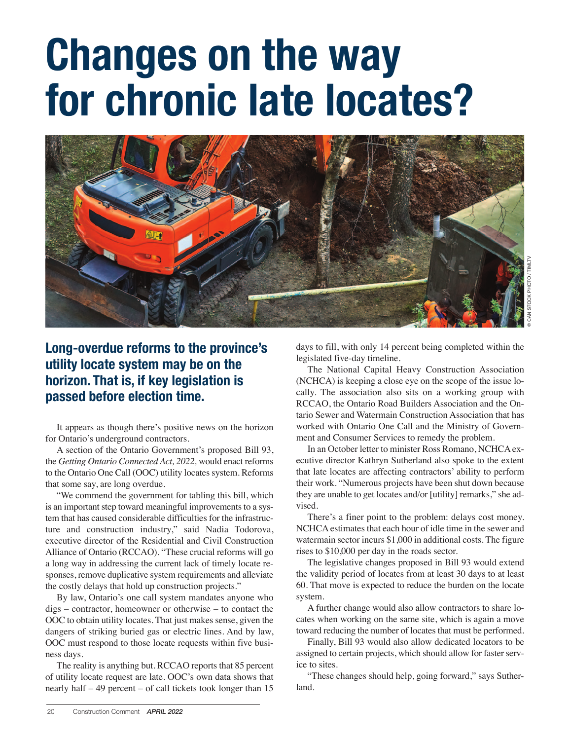# Changes on the way for chronic late locates?

© CAN STOCK PHOTO / TIMLTV

## Long-overdue reforms to the province's utility locate system may be on the horizon. That is, if key legislation is passed before election time.

It appears as though there's positive news on the horizon for Ontario's underground contractors.

A section of the Ontario Government's proposed Bill 93, the *Getting Ontario Connected Act, 2022,* would enact reforms to the Ontario One Call (OOC) utility locates system. Reforms that some say, are long overdue.

"We commend the government for tabling this bill, which is an important step toward meaningful improvements to a system that has caused considerable difficulties for the infrastructure and construction industry," said Nadia Todorova, executive director of the Residential and Civil Construction Alliance of Ontario (RCCAO). "These crucial reforms will go a long way in addressing the current lack of timely locate responses, remove duplicative system requirements and alleviate the costly delays that hold up construction projects."

By law, Ontario's one call system mandates anyone who digs – contractor, homeowner or otherwise – to contact the OOC to obtain utility locates. That just makes sense, given the dangers of striking buried gas or electric lines. And by law, OOC must respond to those locate requests within five business days.

The reality is anything but. RCCAO reports that 85 percent of utility locate request are late. OOC's own data shows that nearly half – 49 percent – of call tickets took longer than 15 days to fill, with only 14 percent being completed within the legislated five-day timeline.

The National Capital Heavy Construction Association (NCHCA) is keeping a close eye on the scope of the issue locally. The association also sits on a working group with RCCAO, the Ontario Road Builders Association and the Ontario Sewer and Watermain Construction Association that has worked with Ontario One Call and the Ministry of Government and Consumer Services to remedy the problem.

In an October letter to minister Ross Romano, NCHCA executive director Kathryn Sutherland also spoke to the extent that late locates are affecting contractors' ability to perform their work. "Numerous projects have been shut down because they are unable to get locates and/or [utility] remarks," she advised.

There's a finer point to the problem: delays cost money. NCHCA estimates that each hour of idle time in the sewer and watermain sector incurs $1,000 in additional costs. The figure rises to $10,000 per day in the roads sector.

The legislative changes proposed in Bill 93 would extend the validity period of locates from at least 30 days to at least 60. That move is expected to reduce the burden on the locate system.

A further change would also allow contractors to share locates when working on the same site, which is again a move toward reducing the number of locates that must be performed.

Finally, Bill 93 would also allow dedicated locators to be assigned to certain projects, which should allow for faster service to sites.

"These changes should help, going forward," says Sutherland.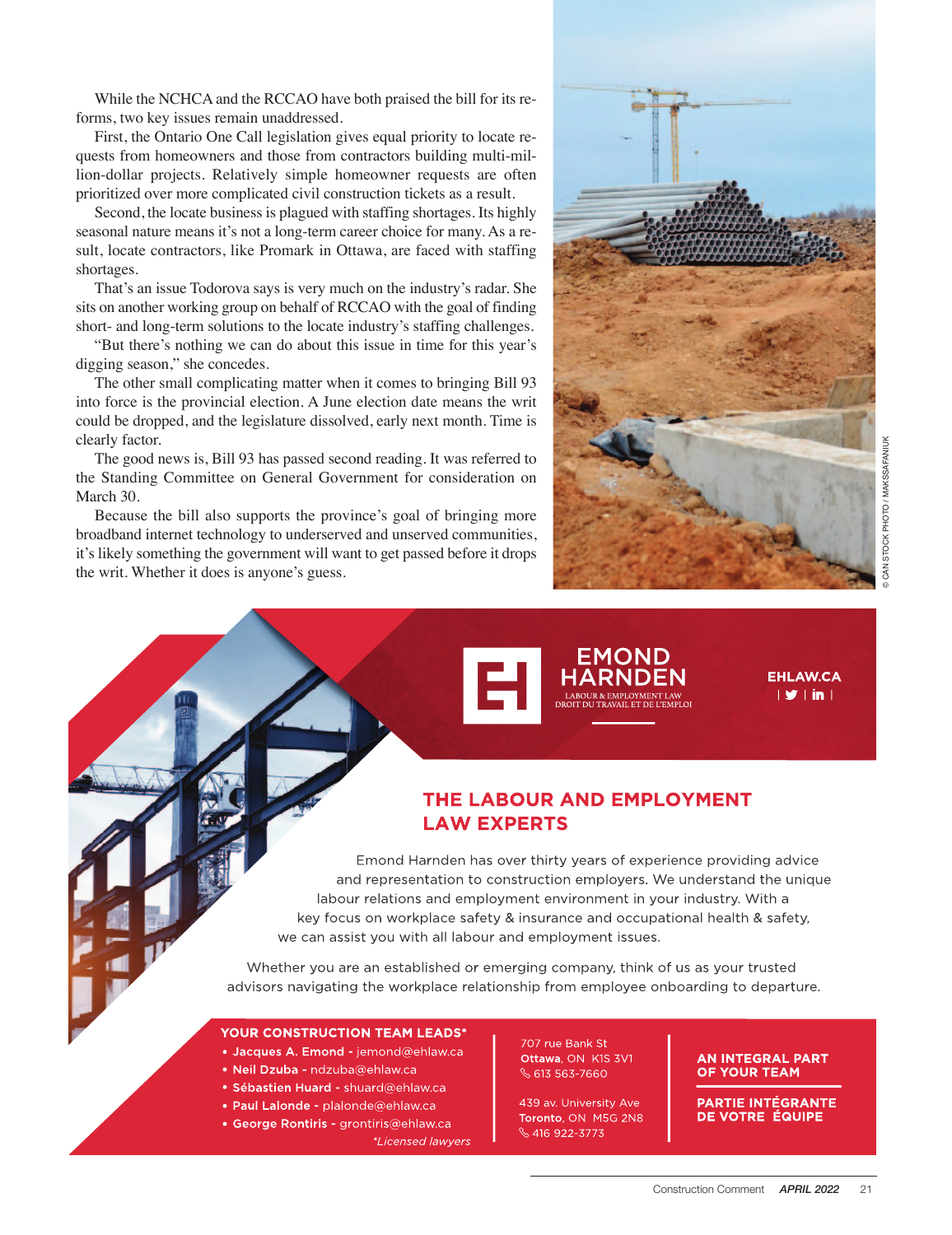While the NCHCA and the RCCAO have both praised the bill for its reforms, two key issues remain unaddressed.

First, the Ontario One Call legislation gives equal priority to locate requests from homeowners and those from contractors building multi-million-dollar projects. Relatively simple homeowner requests are often prioritized over more complicated civil construction tickets as a result.

Second, the locate business is plagued with staffing shortages. Its highly seasonal nature means it's not a long-term career choice for many. As a result, locate contractors, like Promark in Ottawa, are faced with staffing shortages.

That's an issue Todorova says is very much on the industry's radar. She sits on another working group on behalf of RCCAO with the goal of finding short- and long-term solutions to the locate industry's staffing challenges.

"But there's nothing we can do about this issue in time for this year's digging season," she concedes.

The other small complicating matter when it comes to bringing Bill 93 into force is the provincial election. A June election date means the writ could be dropped, and the legislature dissolved, early next month. Time is clearly factor.

The good news is, Bill 93 has passed second reading. It was referred to the Standing Committee on General Government for consideration on March 30.

Because the bill also supports the province's goal of bringing more broadband internet technology to underserved and unserved communities, it's likely something the government will want to get passed before it drops the writ. Whether it does is anyone's guess.

© CAN STOCK PHOTO / MAKSSAFANIUK

EMOND HARNDEN
LABOUR & EMPLOYMENT LAW
DROIT DU TRAVAIL ET DE L'EMPLOI

EHLAW.CA

## THE LABOUR AND EMPLOYMENT LAW EXPERTS

Emond Harnden has over thirty years of experience providing advice and representation to construction employers. We understand the unique labour relations and employment environment in your industry. With a key focus on workplace safety & insurance and occupational health & safety, we can assist you with all labour and employment issues.

Whether you are an established or emerging company, think of us as your trusted advisors navigating the workplace relationship from employee onboarding to departure.

**YOUR CONSTRUCTION TEAM LEADS***

- **Jacques A. Emond -** jemond@ehlaw.ca
- **Neil Dzuba -** ndzuba@ehlaw.ca
- **Sébastien Huard -** shuard@ehlaw.ca
- **Paul Lalonde -** plalonde@ehlaw.ca
- **George Rontiris -** grontiris@ehlaw.ca

*Licensed lawyers*

707 rue Bank St
**Ottawa**, ON K1S 3V1
613 563-7660

439 av. University Ave
**Toronto**, ON M5G 2N8
416 922-3773

**AN INTEGRAL PART OF YOUR TEAM**

**PARTIE INTÉGRANTE DE VOTRE ÉQUIPE**